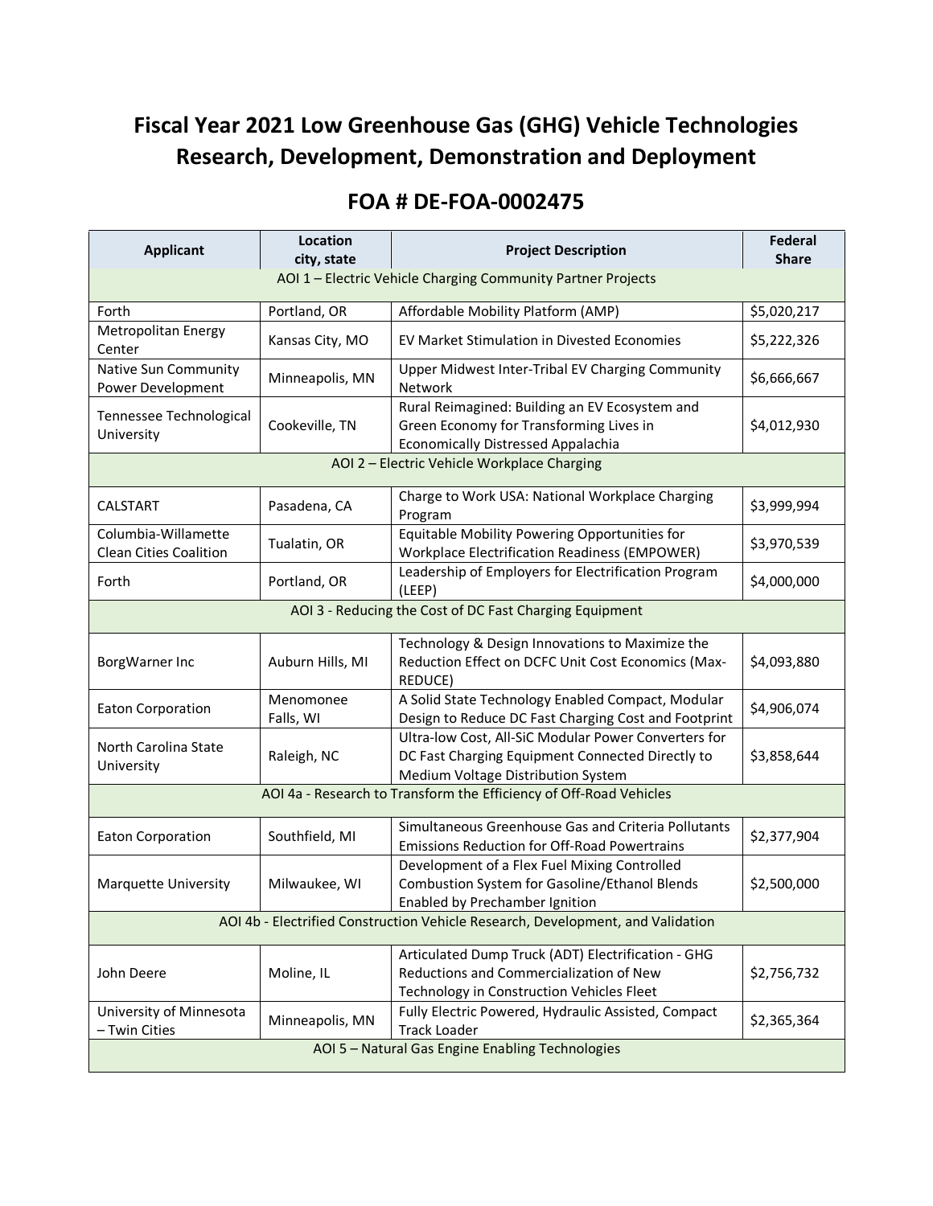# Fiscal Year 2021 Low Greenhouse Gas (GHG) Vehicle Technologies Research, Development, Demonstration and Deployment

## FOA # DE-FOA-0002475

| Applicant | Location city, state | Project Description | Federal Share |
|---|---|---|---|
| AOI 1 – Electric Vehicle Charging Community Partner Projects | | | |
| Forth | Portland, OR | Affordable Mobility Platform (AMP) | $5,020,217 |
| Metropolitan Energy Center | Kansas City, MO | EV Market Stimulation in Divested Economies | $5,222,326 |
| Native Sun Community Power Development | Minneapolis, MN | Upper Midwest Inter-Tribal EV Charging Community Network | $6,666,667 |
| Tennessee Technological University | Cookeville, TN | Rural Reimagined: Building an EV Ecosystem and Green Economy for Transforming Lives in Economically Distressed Appalachia | $4,012,930 |
| AOI 2 – Electric Vehicle Workplace Charging | | | |
| CALSTART | Pasadena, CA | Charge to Work USA: National Workplace Charging Program | $3,999,994 |
| Columbia-Willamette Clean Cities Coalition | Tualatin, OR | Equitable Mobility Powering Opportunities for Workplace Electrification Readiness (EMPOWER) | $3,970,539 |
| Forth | Portland, OR | Leadership of Employers for Electrification Program (LEEP) | $4,000,000 |
| AOI 3 - Reducing the Cost of DC Fast Charging Equipment | | | |
| BorgWarner Inc | Auburn Hills, MI | Technology & Design Innovations to Maximize the Reduction Effect on DCFC Unit Cost Economics (Max-REDUCE) | $4,093,880 |
| Eaton Corporation | Menomonee Falls, WI | A Solid State Technology Enabled Compact, Modular Design to Reduce DC Fast Charging Cost and Footprint | $4,906,074 |
| North Carolina State University | Raleigh, NC | Ultra-low Cost, All-SiC Modular Power Converters for DC Fast Charging Equipment Connected Directly to Medium Voltage Distribution System | $3,858,644 |
| AOI 4a - Research to Transform the Efficiency of Off-Road Vehicles | | | |
| Eaton Corporation | Southfield, MI | Simultaneous Greenhouse Gas and Criteria Pollutants Emissions Reduction for Off-Road Powertrains | $2,377,904 |
| Marquette University | Milwaukee, WI | Development of a Flex Fuel Mixing Controlled Combustion System for Gasoline/Ethanol Blends Enabled by Prechamber Ignition | $2,500,000 |
| AOI 4b - Electrified Construction Vehicle Research, Development, and Validation | | | |
| John Deere | Moline, IL | Articulated Dump Truck (ADT) Electrification - GHG Reductions and Commercialization of New Technology in Construction Vehicles Fleet | $2,756,732 |
| University of Minnesota – Twin Cities | Minneapolis, MN | Fully Electric Powered, Hydraulic Assisted, Compact Track Loader | $2,365,364 |
| AOI 5 – Natural Gas Engine Enabling Technologies | | | |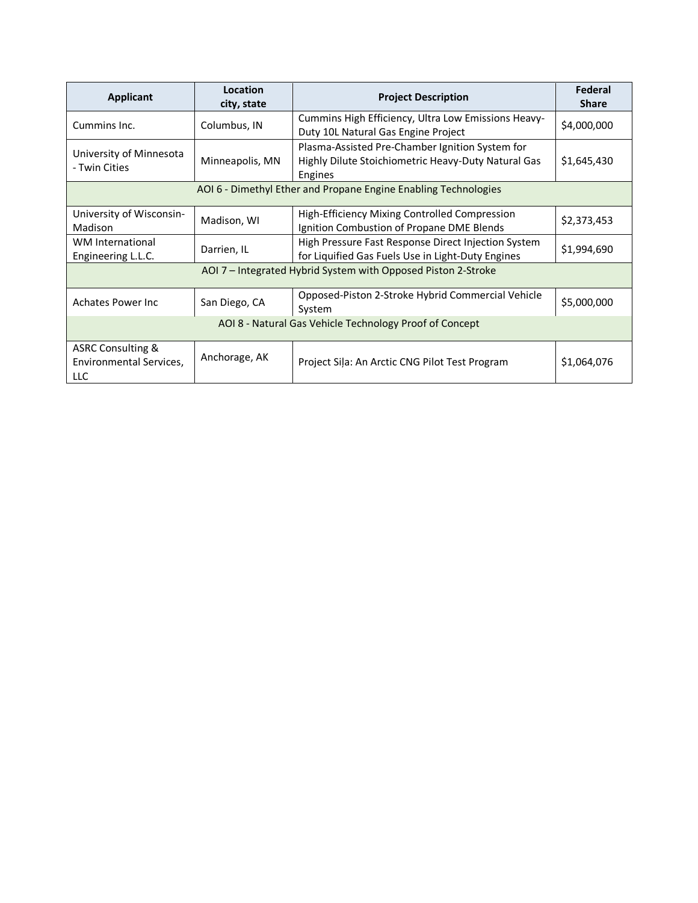| Applicant | Location city, state | Project Description | Federal Share |
|---|---|---|---|
| Cummins Inc. | Columbus, IN | Cummins High Efficiency, Ultra Low Emissions Heavy-Duty 10L Natural Gas Engine Project | $4,000,000 |
| University of Minnesota - Twin Cities | Minneapolis, MN | Plasma-Assisted Pre-Chamber Ignition System for Highly Dilute Stoichiometric Heavy-Duty Natural Gas Engines | $1,645,430 |
| AOI 6 - Dimethyl Ether and Propane Engine Enabling Technologies | | | |
| University of Wisconsin-Madison | Madison, WI | High-Efficiency Mixing Controlled Compression Ignition Combustion of Propane DME Blends | $2,373,453 |
| WM International Engineering L.L.C. | Darrien, IL | High Pressure Fast Response Direct Injection System for Liquified Gas Fuels Use in Light-Duty Engines | $1,994,690 |
| AOI 7 – Integrated Hybrid System with Opposed Piston 2-Stroke | | | |
| Achates Power Inc | San Diego, CA | Opposed-Piston 2-Stroke Hybrid Commercial Vehicle System | $5,000,000 |
| AOI 8 - Natural Gas Vehicle Technology Proof of Concept | | | |
| ASRC Consulting & Environmental Services, LLC | Anchorage, AK | Project Siḷa: An Arctic CNG Pilot Test Program | $1,064,076 |